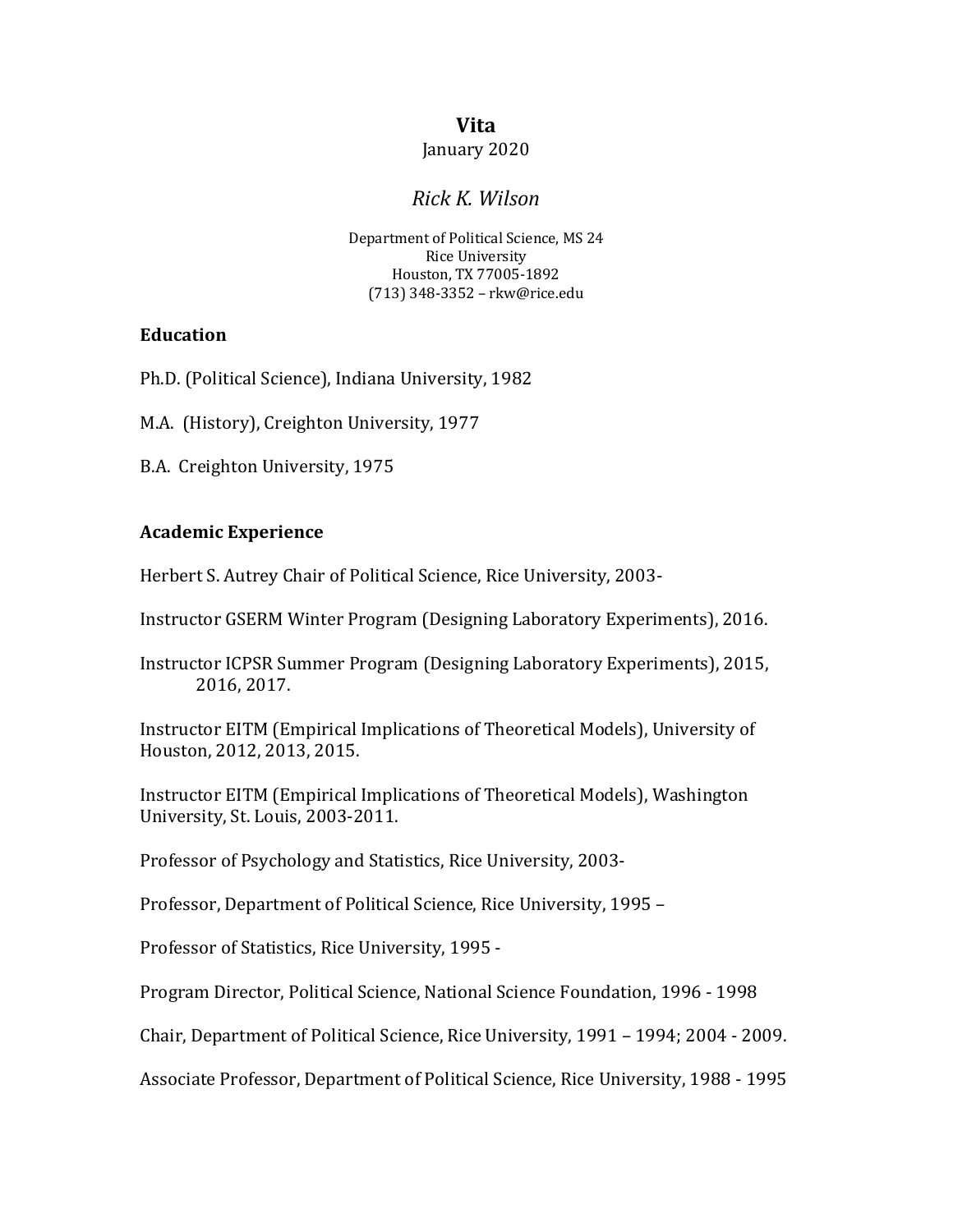# Vita

January 2020

*Rick K. Wilson*

Department of Political Science, MS 24
Rice University
Houston, TX 77005-1892
(713) 348-3352 – rkw@rice.edu

## Education

Ph.D. (Political Science), Indiana University, 1982

M.A. (History), Creighton University, 1977

B.A. Creighton University, 1975

## Academic Experience

Herbert S. Autrey Chair of Political Science, Rice University, 2003-

Instructor GSERM Winter Program (Designing Laboratory Experiments), 2016.

Instructor ICPSR Summer Program (Designing Laboratory Experiments), 2015, 2016, 2017.

Instructor EITM (Empirical Implications of Theoretical Models), University of Houston, 2012, 2013, 2015.

Instructor EITM (Empirical Implications of Theoretical Models), Washington University, St. Louis, 2003-2011.

Professor of Psychology and Statistics, Rice University, 2003-

Professor, Department of Political Science, Rice University, 1995 –

Professor of Statistics, Rice University, 1995 -

Program Director, Political Science, National Science Foundation, 1996 - 1998

Chair, Department of Political Science, Rice University, 1991 – 1994; 2004 - 2009.

Associate Professor, Department of Political Science, Rice University, 1988 - 1995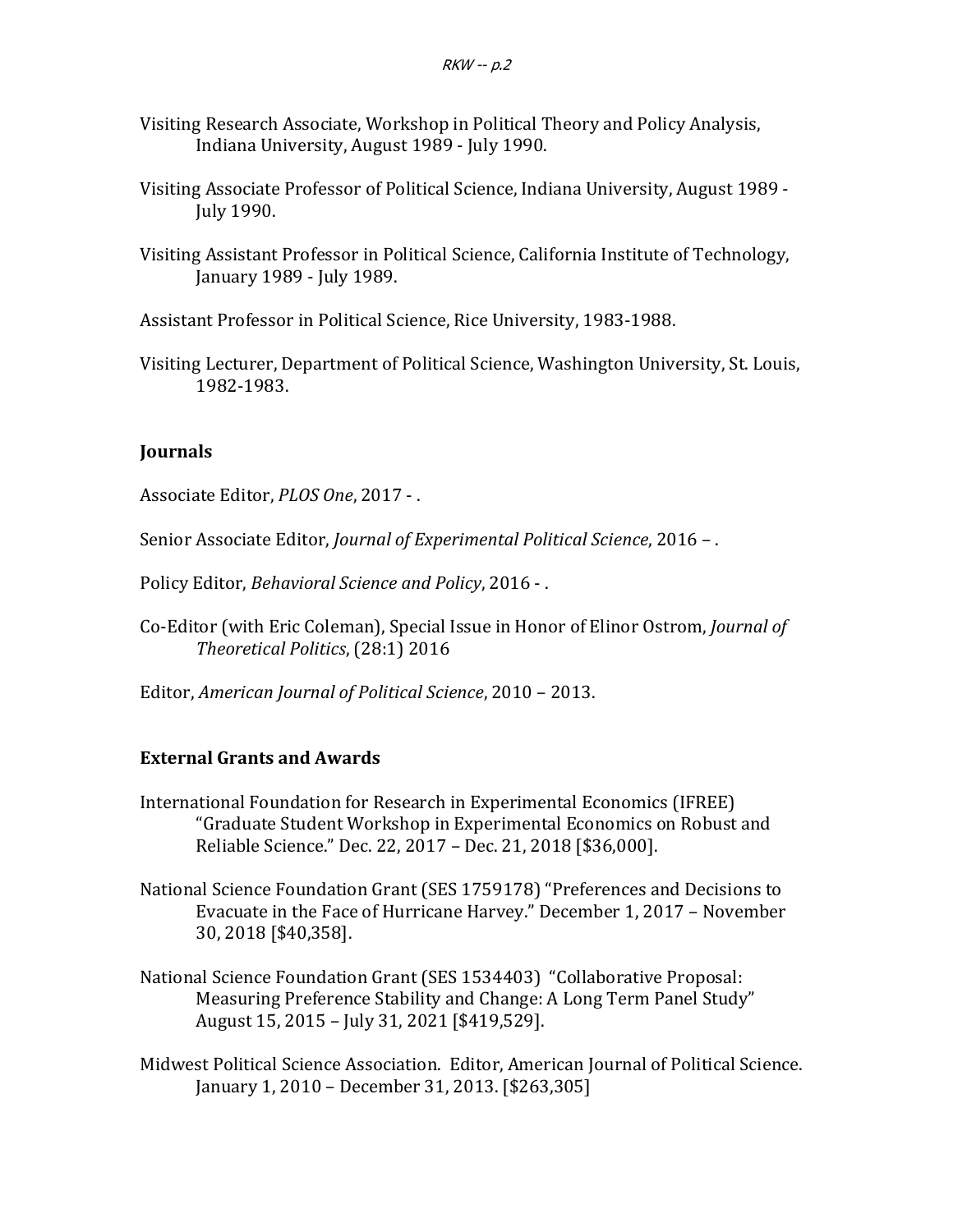Visiting Research Associate, Workshop in Political Theory and Policy Analysis, Indiana University, August 1989 - July 1990.

Visiting Associate Professor of Political Science, Indiana University, August 1989 - July 1990.

Visiting Assistant Professor in Political Science, California Institute of Technology, January 1989 - July 1989.

Assistant Professor in Political Science, Rice University, 1983-1988.

Visiting Lecturer, Department of Political Science, Washington University, St. Louis, 1982-1983.

## Journals

Associate Editor, *PLOS One*, 2017 - .

Senior Associate Editor, *Journal of Experimental Political Science*, 2016 – .

Policy Editor, *Behavioral Science and Policy*, 2016 - .

Co-Editor (with Eric Coleman), Special Issue in Honor of Elinor Ostrom, *Journal of Theoretical Politics*, (28:1) 2016

Editor, *American Journal of Political Science*, 2010 – 2013.

## External Grants and Awards

International Foundation for Research in Experimental Economics (IFREE) "Graduate Student Workshop in Experimental Economics on Robust and Reliable Science." Dec. 22, 2017 – Dec. 21, 2018 [$36,000].

National Science Foundation Grant (SES 1759178) "Preferences and Decisions to Evacuate in the Face of Hurricane Harvey." December 1, 2017 – November 30, 2018 [$40,358].

National Science Foundation Grant (SES 1534403) "Collaborative Proposal: Measuring Preference Stability and Change: A Long Term Panel Study" August 15, 2015 – July 31, 2021 [$419,529].

Midwest Political Science Association. Editor, American Journal of Political Science. January 1, 2010 – December 31, 2013. [$263,305]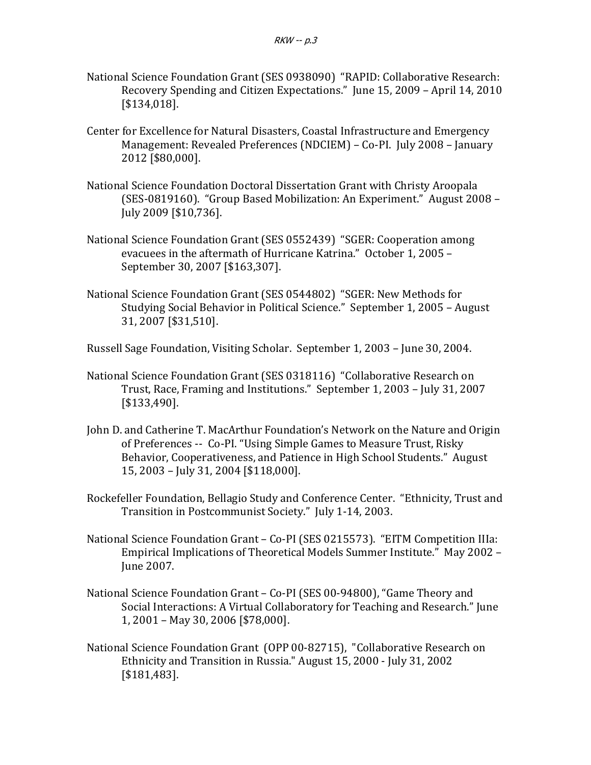National Science Foundation Grant (SES 0938090) "RAPID: Collaborative Research: Recovery Spending and Citizen Expectations." June 15, 2009 – April 14, 2010 [$134,018].

Center for Excellence for Natural Disasters, Coastal Infrastructure and Emergency Management: Revealed Preferences (NDCIEM) – Co-PI. July 2008 – January 2012 [$80,000].

National Science Foundation Doctoral Dissertation Grant with Christy Aroopala (SES-0819160). "Group Based Mobilization: An Experiment." August 2008 – July 2009 [$10,736].

National Science Foundation Grant (SES 0552439) "SGER: Cooperation among evacuees in the aftermath of Hurricane Katrina." October 1, 2005 – September 30, 2007 [$163,307].

National Science Foundation Grant (SES 0544802) "SGER: New Methods for Studying Social Behavior in Political Science." September 1, 2005 – August 31, 2007 [$31,510].

Russell Sage Foundation, Visiting Scholar. September 1, 2003 – June 30, 2004.

National Science Foundation Grant (SES 0318116) "Collaborative Research on Trust, Race, Framing and Institutions." September 1, 2003 – July 31, 2007 [$133,490].

John D. and Catherine T. MacArthur Foundation's Network on the Nature and Origin of Preferences -- Co-PI. "Using Simple Games to Measure Trust, Risky Behavior, Cooperativeness, and Patience in High School Students." August 15, 2003 – July 31, 2004 [$118,000].

Rockefeller Foundation, Bellagio Study and Conference Center. "Ethnicity, Trust and Transition in Postcommunist Society." July 1-14, 2003.

National Science Foundation Grant – Co-PI (SES 0215573). "EITM Competition IIIa: Empirical Implications of Theoretical Models Summer Institute." May 2002 – June 2007.

National Science Foundation Grant – Co-PI (SES 00-94800), "Game Theory and Social Interactions: A Virtual Collaboratory for Teaching and Research." June 1, 2001 – May 30, 2006 [$78,000].

National Science Foundation Grant (OPP 00-82715), "Collaborative Research on Ethnicity and Transition in Russia." August 15, 2000 - July 31, 2002 [$181,483].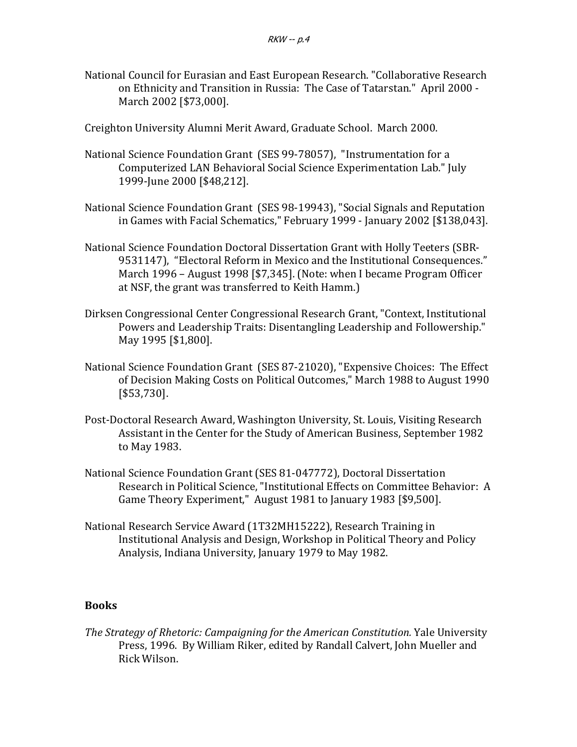National Council for Eurasian and East European Research. "Collaborative Research on Ethnicity and Transition in Russia: The Case of Tatarstan." April 2000 - March 2002 [$73,000].

Creighton University Alumni Merit Award, Graduate School. March 2000.

National Science Foundation Grant (SES 99-78057), "Instrumentation for a Computerized LAN Behavioral Social Science Experimentation Lab." July 1999-June 2000 [$48,212].

National Science Foundation Grant (SES 98-19943), "Social Signals and Reputation in Games with Facial Schematics," February 1999 - January 2002 [$138,043].

National Science Foundation Doctoral Dissertation Grant with Holly Teeters (SBR-9531147), "Electoral Reform in Mexico and the Institutional Consequences." March 1996 – August 1998 [$7,345]. (Note: when I became Program Officer at NSF, the grant was transferred to Keith Hamm.)

Dirksen Congressional Center Congressional Research Grant, "Context, Institutional Powers and Leadership Traits: Disentangling Leadership and Followership." May 1995 [$1,800].

National Science Foundation Grant (SES 87-21020), "Expensive Choices: The Effect of Decision Making Costs on Political Outcomes," March 1988 to August 1990 [$53,730].

Post-Doctoral Research Award, Washington University, St. Louis, Visiting Research Assistant in the Center for the Study of American Business, September 1982 to May 1983.

National Science Foundation Grant (SES 81-047772), Doctoral Dissertation Research in Political Science, "Institutional Effects on Committee Behavior: A Game Theory Experiment," August 1981 to January 1983 [$9,500].

National Research Service Award (1T32MH15222), Research Training in Institutional Analysis and Design, Workshop in Political Theory and Policy Analysis, Indiana University, January 1979 to May 1982.

## Books

*The Strategy of Rhetoric: Campaigning for the American Constitution.* Yale University Press, 1996. By William Riker, edited by Randall Calvert, John Mueller and Rick Wilson.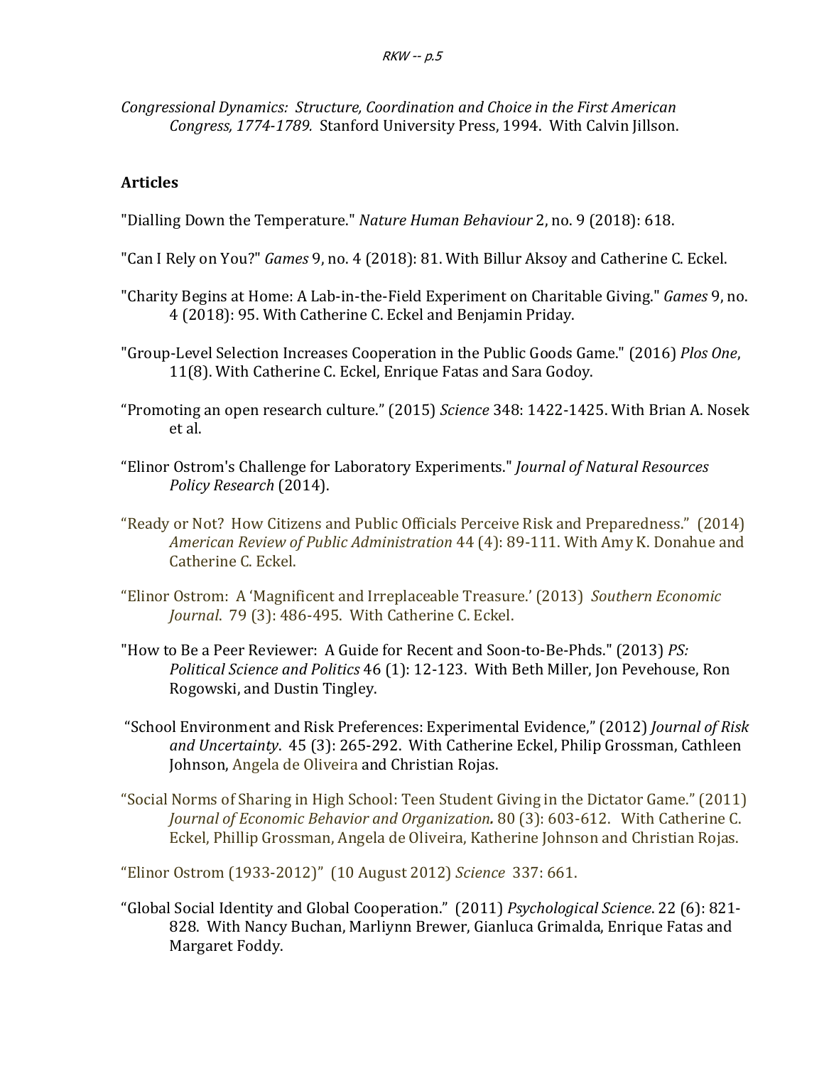*Congressional Dynamics: Structure, Coordination and Choice in the First American Congress, 1774-1789.* Stanford University Press, 1994. With Calvin Jillson.

**Articles**

"Dialling Down the Temperature." *Nature Human Behaviour* 2, no. 9 (2018): 618.

"Can I Rely on You?" *Games* 9, no. 4 (2018): 81. With Billur Aksoy and Catherine C. Eckel.

"Charity Begins at Home: A Lab-in-the-Field Experiment on Charitable Giving." *Games* 9, no. 4 (2018): 95. With Catherine C. Eckel and Benjamin Priday.

"Group-Level Selection Increases Cooperation in the Public Goods Game." (2016) *Plos One*, 11(8). With Catherine C. Eckel, Enrique Fatas and Sara Godoy.

"Promoting an open research culture." (2015) *Science* 348: 1422-1425. With Brian A. Nosek et al.

"Elinor Ostrom's Challenge for Laboratory Experiments." *Journal of Natural Resources Policy Research* (2014).

"Ready or Not? How Citizens and Public Officials Perceive Risk and Preparedness." (2014) *American Review of Public Administration* 44 (4): 89-111. With Amy K. Donahue and Catherine C. Eckel.

"Elinor Ostrom: A 'Magnificent and Irreplaceable Treasure.' (2013) *Southern Economic Journal*. 79 (3): 486-495. With Catherine C. Eckel.

"How to Be a Peer Reviewer: A Guide for Recent and Soon-to-Be-Phds." (2013) *PS: Political Science and Politics* 46 (1): 12-123. With Beth Miller, Jon Pevehouse, Ron Rogowski, and Dustin Tingley.

"School Environment and Risk Preferences: Experimental Evidence," (2012) *Journal of Risk and Uncertainty*. 45 (3): 265-292. With Catherine Eckel, Philip Grossman, Cathleen Johnson, Angela de Oliveira and Christian Rojas.

"Social Norms of Sharing in High School: Teen Student Giving in the Dictator Game." (2011) *Journal of Economic Behavior and Organization***.** 80 (3): 603-612. With Catherine C. Eckel, Phillip Grossman, Angela de Oliveira, Katherine Johnson and Christian Rojas.

"Elinor Ostrom (1933-2012)" (10 August 2012) *Science* 337: 661.

"Global Social Identity and Global Cooperation." (2011) *Psychological Science*. 22 (6): 821-828. With Nancy Buchan, Marliynn Brewer, Gianluca Grimalda, Enrique Fatas and Margaret Foddy.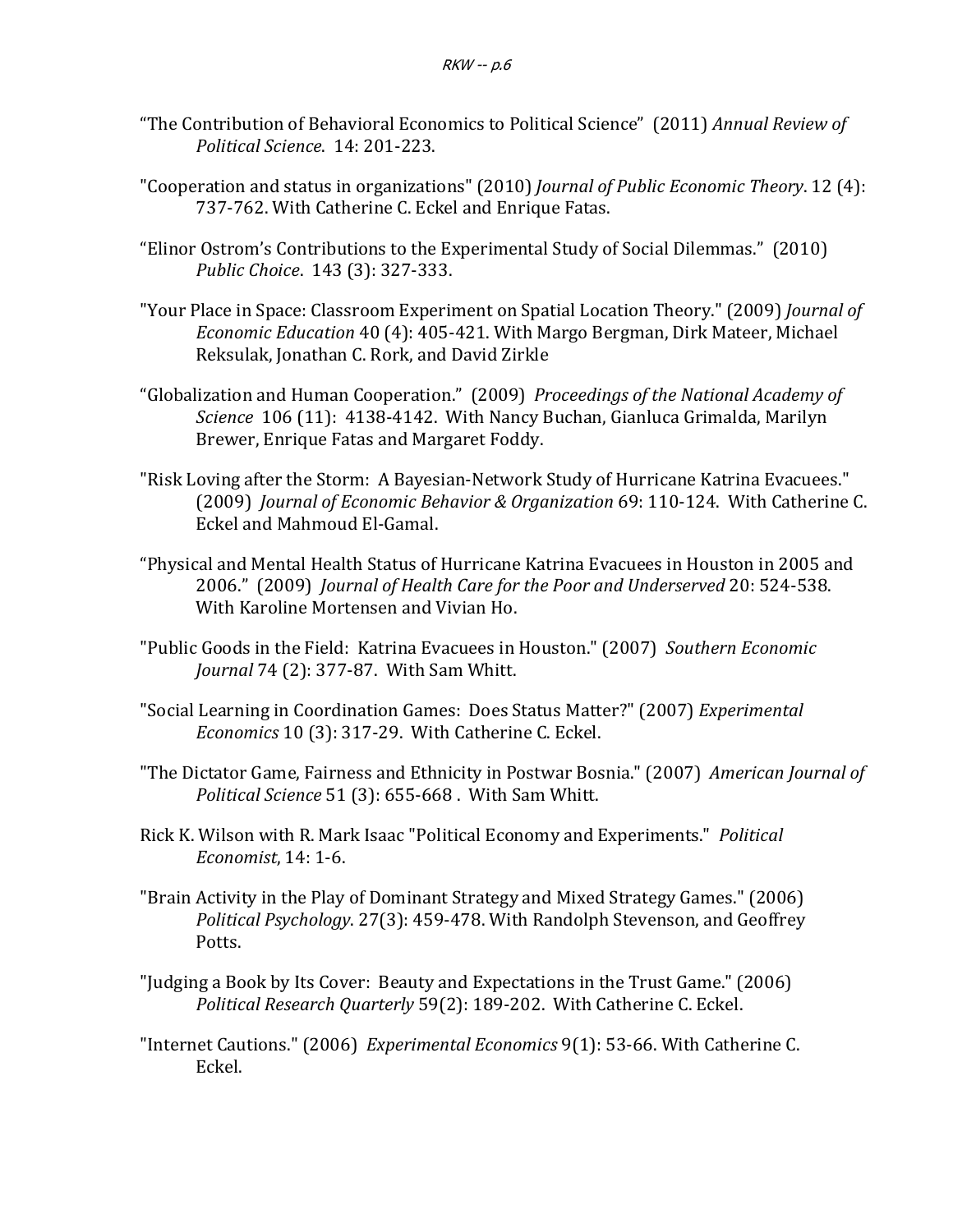"The Contribution of Behavioral Economics to Political Science" (2011) *Annual Review of Political Science*. 14: 201-223.

"Cooperation and status in organizations" (2010) *Journal of Public Economic Theory*. 12 (4): 737-762. With Catherine C. Eckel and Enrique Fatas.

"Elinor Ostrom's Contributions to the Experimental Study of Social Dilemmas." (2010) *Public Choice*. 143 (3): 327-333.

"Your Place in Space: Classroom Experiment on Spatial Location Theory." (2009) *Journal of Economic Education* 40 (4): 405-421. With Margo Bergman, Dirk Mateer, Michael Reksulak, Jonathan C. Rork, and David Zirkle

"Globalization and Human Cooperation." (2009) *Proceedings of the National Academy of Science* 106 (11): 4138-4142. With Nancy Buchan, Gianluca Grimalda, Marilyn Brewer, Enrique Fatas and Margaret Foddy.

"Risk Loving after the Storm: A Bayesian-Network Study of Hurricane Katrina Evacuees." (2009) *Journal of Economic Behavior & Organization* 69: 110-124. With Catherine C. Eckel and Mahmoud El-Gamal.

"Physical and Mental Health Status of Hurricane Katrina Evacuees in Houston in 2005 and 2006." (2009) *Journal of Health Care for the Poor and Underserved* 20: 524-538. With Karoline Mortensen and Vivian Ho.

"Public Goods in the Field: Katrina Evacuees in Houston." (2007) *Southern Economic Journal* 74 (2): 377-87. With Sam Whitt.

"Social Learning in Coordination Games: Does Status Matter?" (2007) *Experimental Economics* 10 (3): 317-29. With Catherine C. Eckel.

"The Dictator Game, Fairness and Ethnicity in Postwar Bosnia." (2007) *American Journal of Political Science* 51 (3): 655-668 . With Sam Whitt.

Rick K. Wilson with R. Mark Isaac "Political Economy and Experiments." *Political Economist*, 14: 1-6.

"Brain Activity in the Play of Dominant Strategy and Mixed Strategy Games." (2006) *Political Psychology*. 27(3): 459-478. With Randolph Stevenson, and Geoffrey Potts.

"Judging a Book by Its Cover: Beauty and Expectations in the Trust Game." (2006) *Political Research Quarterly* 59(2): 189-202. With Catherine C. Eckel.

"Internet Cautions." (2006) *Experimental Economics* 9(1): 53-66. With Catherine C. Eckel.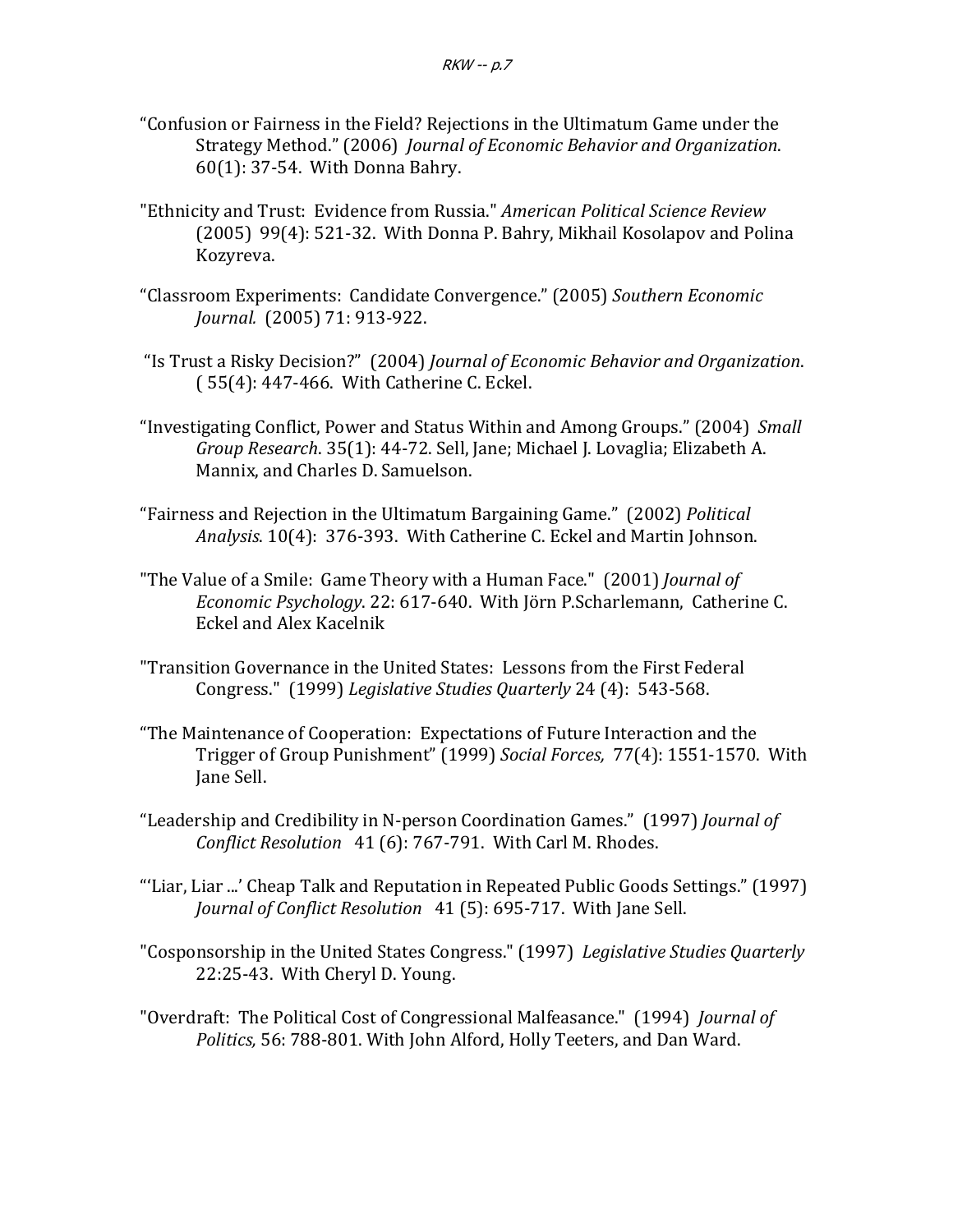“Confusion or Fairness in the Field? Rejections in the Ultimatum Game under the Strategy Method.” (2006) *Journal of Economic Behavior and Organization*. 60(1): 37-54. With Donna Bahry.

"Ethnicity and Trust: Evidence from Russia." *American Political Science Review* (2005) 99(4): 521-32. With Donna P. Bahry, Mikhail Kosolapov and Polina Kozyreva.

“Classroom Experiments: Candidate Convergence.” (2005) *Southern Economic Journal.* (2005) 71: 913-922.

“Is Trust a Risky Decision?” (2004) *Journal of Economic Behavior and Organization*. ( 55(4): 447-466. With Catherine C. Eckel.

“Investigating Conflict, Power and Status Within and Among Groups.” (2004) *Small Group Research*. 35(1): 44-72. Sell, Jane; Michael J. Lovaglia; Elizabeth A. Mannix, and Charles D. Samuelson.

“Fairness and Rejection in the Ultimatum Bargaining Game.” (2002) *Political Analysis*. 10(4): 376-393. With Catherine C. Eckel and Martin Johnson.

"The Value of a Smile: Game Theory with a Human Face." (2001) *Journal of Economic Psychology*. 22: 617-640. With Jörn P.Scharlemann, Catherine C. Eckel and Alex Kacelnik

"Transition Governance in the United States: Lessons from the First Federal Congress." (1999) *Legislative Studies Quarterly* 24 (4): 543-568.

“The Maintenance of Cooperation: Expectations of Future Interaction and the Trigger of Group Punishment” (1999) *Social Forces,* 77(4): 1551-1570. With Jane Sell.

“Leadership and Credibility in N-person Coordination Games.” (1997) *Journal of Conflict Resolution* 41 (6): 767-791. With Carl M. Rhodes.

“‘Liar, Liar ...’ Cheap Talk and Reputation in Repeated Public Goods Settings.” (1997) *Journal of Conflict Resolution* 41 (5): 695-717. With Jane Sell.

"Cosponsorship in the United States Congress." (1997) *Legislative Studies Quarterly* 22:25-43. With Cheryl D. Young.

"Overdraft: The Political Cost of Congressional Malfeasance." (1994) *Journal of Politics,* 56: 788-801. With John Alford, Holly Teeters, and Dan Ward.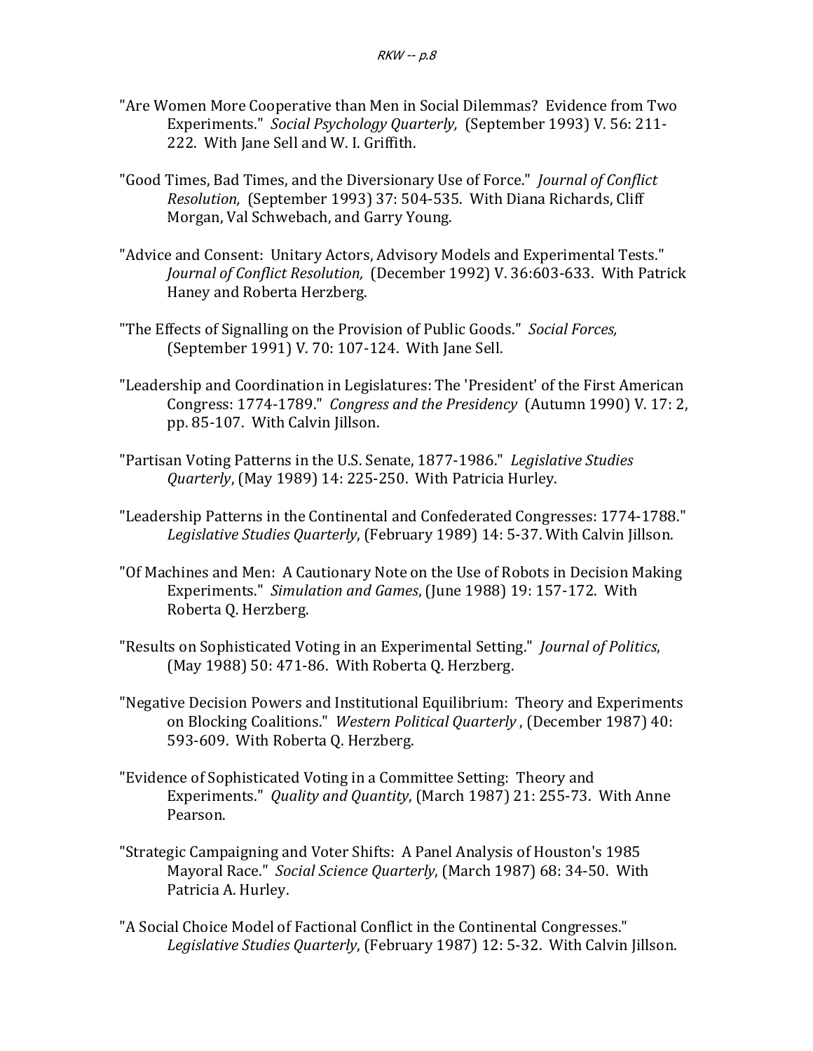"Are Women More Cooperative than Men in Social Dilemmas? Evidence from Two Experiments." *Social Psychology Quarterly,* (September 1993) V. 56: 211-222. With Jane Sell and W. I. Griffith.

"Good Times, Bad Times, and the Diversionary Use of Force." *Journal of Conflict Resolution,* (September 1993) 37: 504-535. With Diana Richards, Cliff Morgan, Val Schwebach, and Garry Young.

"Advice and Consent: Unitary Actors, Advisory Models and Experimental Tests." *Journal of Conflict Resolution,* (December 1992) V. 36:603-633. With Patrick Haney and Roberta Herzberg.

"The Effects of Signalling on the Provision of Public Goods." *Social Forces,* (September 1991) V. 70: 107-124. With Jane Sell.

"Leadership and Coordination in Legislatures: The 'President' of the First American Congress: 1774-1789." *Congress and the Presidency* (Autumn 1990) V. 17: 2, pp. 85-107. With Calvin Jillson.

"Partisan Voting Patterns in the U.S. Senate, 1877-1986." *Legislative Studies Quarterly*, (May 1989) 14: 225-250. With Patricia Hurley.

"Leadership Patterns in the Continental and Confederated Congresses: 1774-1788." *Legislative Studies Quarterly*, (February 1989) 14: 5-37. With Calvin Jillson.

"Of Machines and Men: A Cautionary Note on the Use of Robots in Decision Making Experiments." *Simulation and Games*, (June 1988) 19: 157-172. With Roberta Q. Herzberg.

"Results on Sophisticated Voting in an Experimental Setting." *Journal of Politics*, (May 1988) 50: 471-86. With Roberta Q. Herzberg.

"Negative Decision Powers and Institutional Equilibrium: Theory and Experiments on Blocking Coalitions." *Western Political Quarterly* , (December 1987) 40: 593-609. With Roberta Q. Herzberg.

"Evidence of Sophisticated Voting in a Committee Setting: Theory and Experiments." *Quality and Quantity*, (March 1987) 21: 255-73. With Anne Pearson.

"Strategic Campaigning and Voter Shifts: A Panel Analysis of Houston's 1985 Mayoral Race." *Social Science Quarterly*, (March 1987) 68: 34-50. With Patricia A. Hurley.

"A Social Choice Model of Factional Conflict in the Continental Congresses." *Legislative Studies Quarterly*, (February 1987) 12: 5-32. With Calvin Jillson.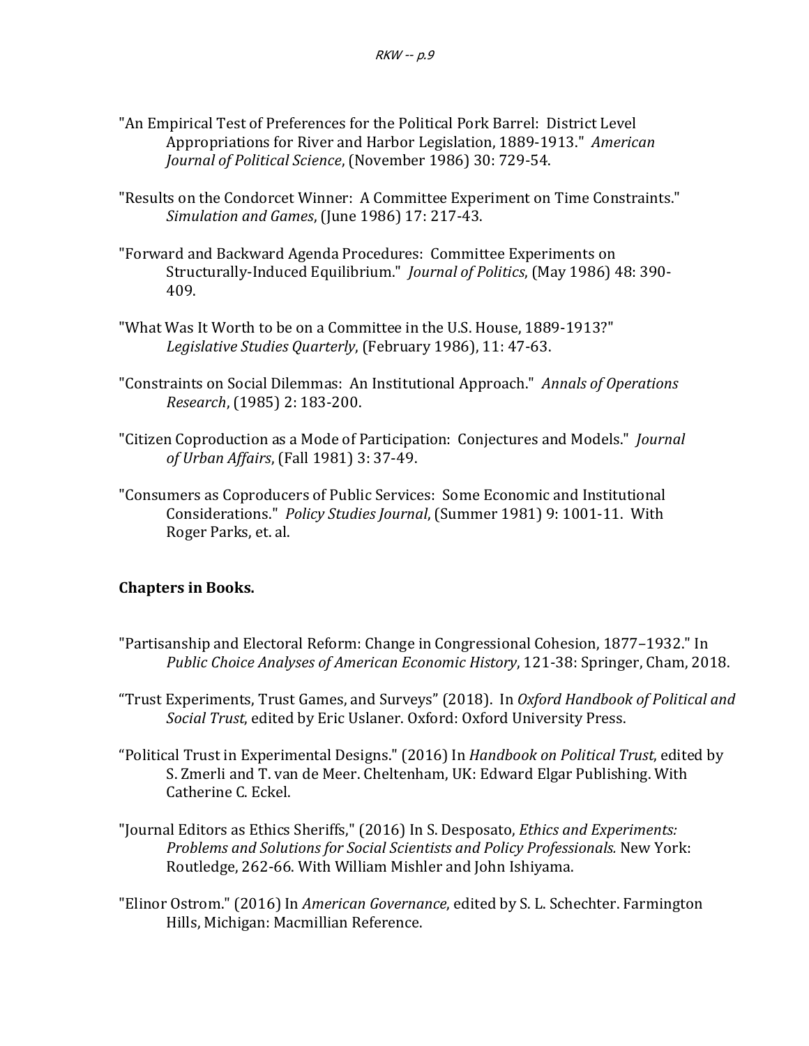"An Empirical Test of Preferences for the Political Pork Barrel: District Level Appropriations for River and Harbor Legislation, 1889-1913." *American Journal of Political Science*, (November 1986) 30: 729-54.

"Results on the Condorcet Winner: A Committee Experiment on Time Constraints." *Simulation and Games*, (June 1986) 17: 217-43.

"Forward and Backward Agenda Procedures: Committee Experiments on Structurally-Induced Equilibrium." *Journal of Politics*, (May 1986) 48: 390-409.

"What Was It Worth to be on a Committee in the U.S. House, 1889-1913?" *Legislative Studies Quarterly*, (February 1986), 11: 47-63.

"Constraints on Social Dilemmas: An Institutional Approach." *Annals of Operations Research*, (1985) 2: 183-200.

"Citizen Coproduction as a Mode of Participation: Conjectures and Models." *Journal of Urban Affairs*, (Fall 1981) 3: 37-49.

"Consumers as Coproducers of Public Services: Some Economic and Institutional Considerations." *Policy Studies Journal*, (Summer 1981) 9: 1001-11. With Roger Parks, et. al.

**Chapters in Books.**

"Partisanship and Electoral Reform: Change in Congressional Cohesion, 1877–1932." In *Public Choice Analyses of American Economic History*, 121-38: Springer, Cham, 2018.

"Trust Experiments, Trust Games, and Surveys" (2018). In *Oxford Handbook of Political and Social Trust*, edited by Eric Uslaner. Oxford: Oxford University Press.

"Political Trust in Experimental Designs." (2016) In *Handbook on Political Trust*, edited by S. Zmerli and T. van de Meer. Cheltenham, UK: Edward Elgar Publishing. With Catherine C. Eckel.

"Journal Editors as Ethics Sheriffs," (2016) In S. Desposato, *Ethics and Experiments: Problems and Solutions for Social Scientists and Policy Professionals.* New York: Routledge, 262-66. With William Mishler and John Ishiyama.

"Elinor Ostrom." (2016) In *American Governance*, edited by S. L. Schechter. Farmington Hills, Michigan: Macmillian Reference.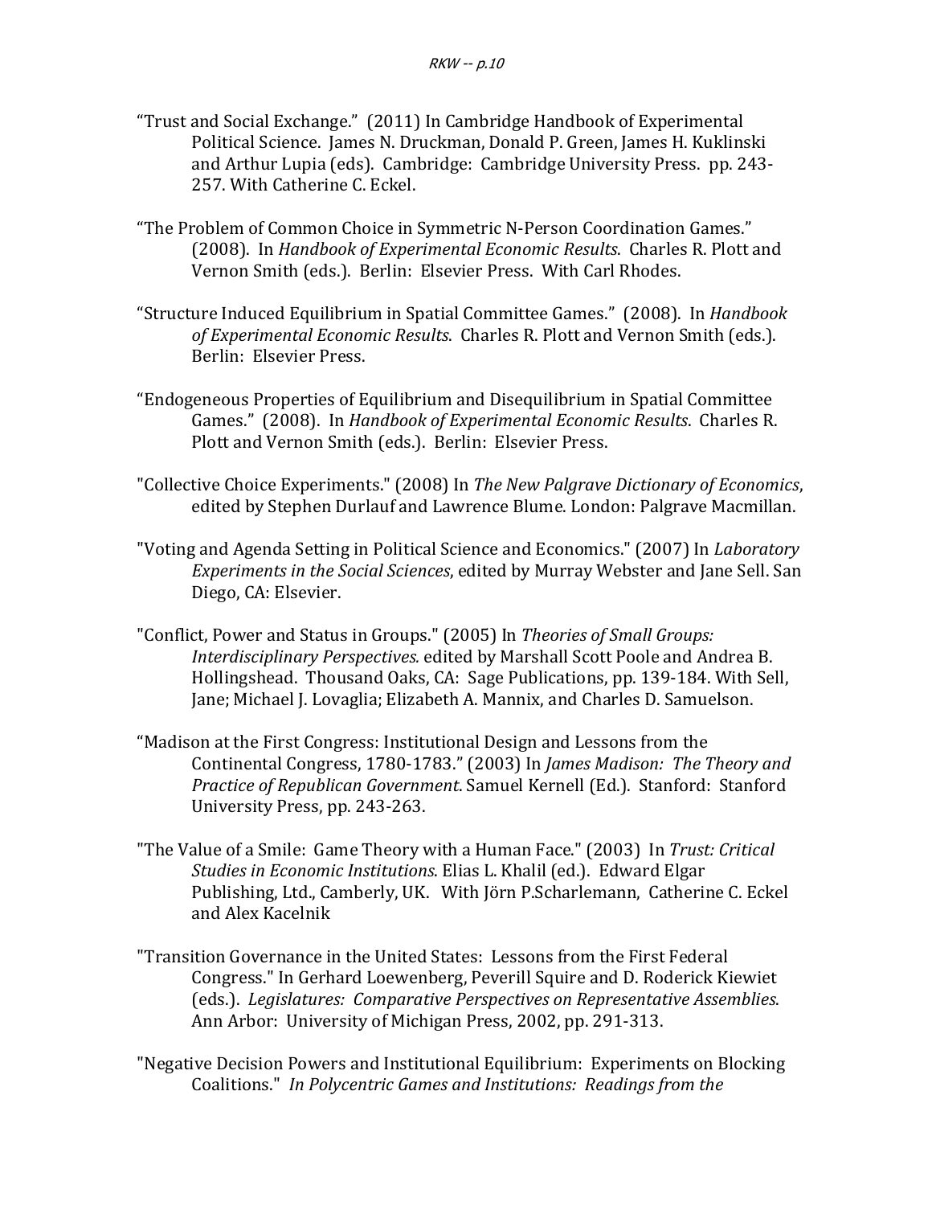"Trust and Social Exchange." (2011) In Cambridge Handbook of Experimental Political Science. James N. Druckman, Donald P. Green, James H. Kuklinski and Arthur Lupia (eds). Cambridge: Cambridge University Press. pp. 243-257. With Catherine C. Eckel.

"The Problem of Common Choice in Symmetric N-Person Coordination Games." (2008). In *Handbook of Experimental Economic Results*. Charles R. Plott and Vernon Smith (eds.). Berlin: Elsevier Press. With Carl Rhodes.

"Structure Induced Equilibrium in Spatial Committee Games." (2008). In *Handbook of Experimental Economic Results*. Charles R. Plott and Vernon Smith (eds.). Berlin: Elsevier Press.

"Endogeneous Properties of Equilibrium and Disequilibrium in Spatial Committee Games." (2008). In *Handbook of Experimental Economic Results*. Charles R. Plott and Vernon Smith (eds.). Berlin: Elsevier Press.

"Collective Choice Experiments." (2008) In *The New Palgrave Dictionary of Economics*, edited by Stephen Durlauf and Lawrence Blume. London: Palgrave Macmillan.

"Voting and Agenda Setting in Political Science and Economics." (2007) In *Laboratory Experiments in the Social Sciences*, edited by Murray Webster and Jane Sell. San Diego, CA: Elsevier.

"Conflict, Power and Status in Groups." (2005) In *Theories of Small Groups: Interdisciplinary Perspectives.* edited by Marshall Scott Poole and Andrea B. Hollingshead. Thousand Oaks, CA: Sage Publications, pp. 139-184. With Sell, Jane; Michael J. Lovaglia; Elizabeth A. Mannix, and Charles D. Samuelson.

"Madison at the First Congress: Institutional Design and Lessons from the Continental Congress, 1780-1783." (2003) In *James Madison: The Theory and Practice of Republican Government*. Samuel Kernell (Ed.). Stanford: Stanford University Press, pp. 243-263.

"The Value of a Smile: Game Theory with a Human Face." (2003) In *Trust: Critical Studies in Economic Institutions*. Elias L. Khalil (ed.). Edward Elgar Publishing, Ltd., Camberly, UK. With Jörn P.Scharlemann, Catherine C. Eckel and Alex Kacelnik

"Transition Governance in the United States: Lessons from the First Federal Congress." In Gerhard Loewenberg, Peverill Squire and D. Roderick Kiewiet (eds.). *Legislatures: Comparative Perspectives on Representative Assemblies*. Ann Arbor: University of Michigan Press, 2002, pp. 291-313.

"Negative Decision Powers and Institutional Equilibrium: Experiments on Blocking Coalitions." *In Polycentric Games and Institutions: Readings from the*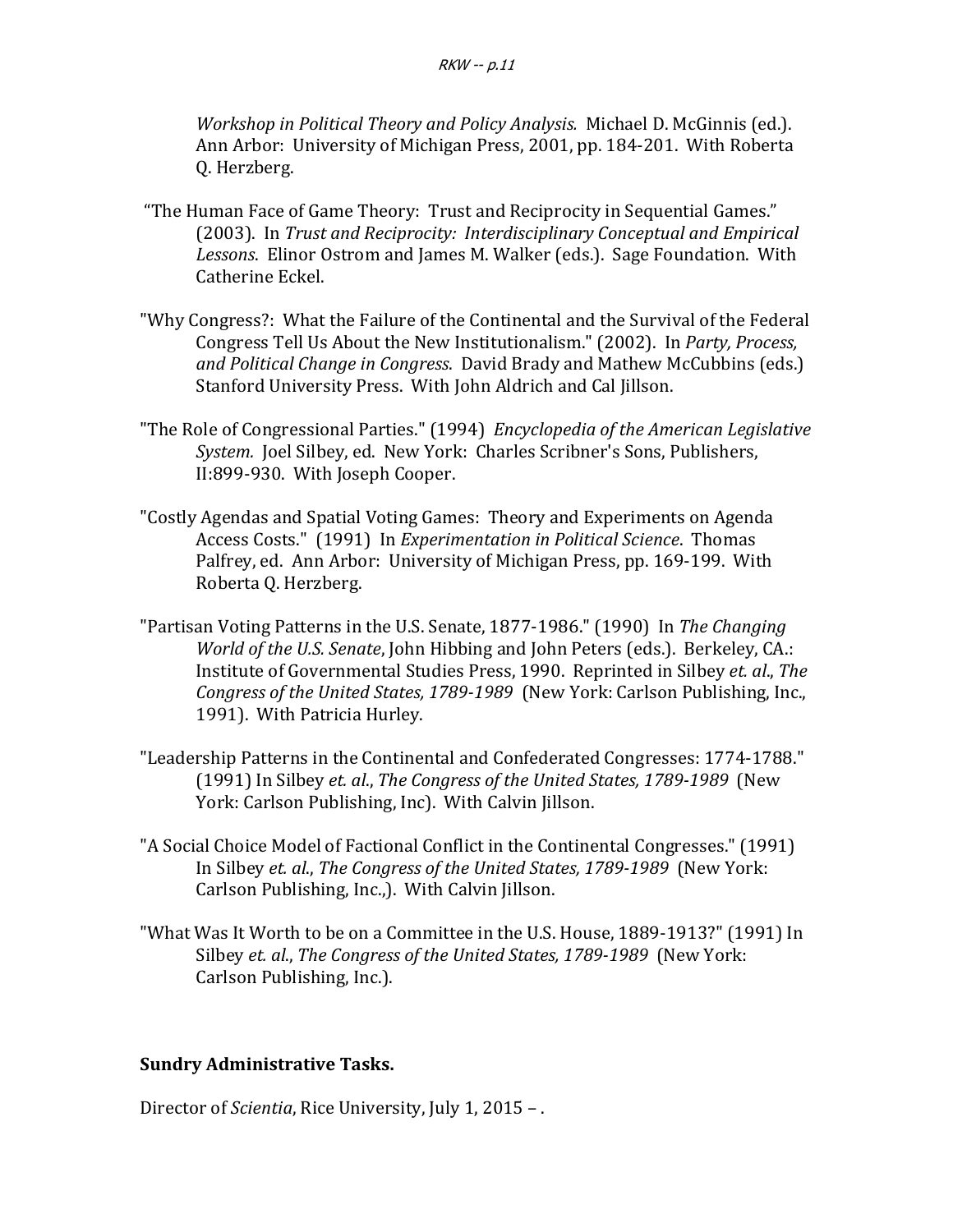*Workshop in Political Theory and Policy Analysis.* Michael D. McGinnis (ed.). Ann Arbor: University of Michigan Press, 2001, pp. 184-201. With Roberta Q. Herzberg.

"The Human Face of Game Theory: Trust and Reciprocity in Sequential Games." (2003). In *Trust and Reciprocity: Interdisciplinary Conceptual and Empirical Lessons*. Elinor Ostrom and James M. Walker (eds.). Sage Foundation. With Catherine Eckel.

"Why Congress?: What the Failure of the Continental and the Survival of the Federal Congress Tell Us About the New Institutionalism." (2002). In *Party, Process, and Political Change in Congress*. David Brady and Mathew McCubbins (eds.) Stanford University Press. With John Aldrich and Cal Jillson.

"The Role of Congressional Parties." (1994) *Encyclopedia of the American Legislative System.* Joel Silbey, ed. New York: Charles Scribner's Sons, Publishers, II:899-930. With Joseph Cooper.

"Costly Agendas and Spatial Voting Games: Theory and Experiments on Agenda Access Costs." (1991) In *Experimentation in Political Science*. Thomas Palfrey, ed. Ann Arbor: University of Michigan Press, pp. 169-199. With Roberta Q. Herzberg.

"Partisan Voting Patterns in the U.S. Senate, 1877-1986." (1990) In *The Changing World of the U.S. Senate*, John Hibbing and John Peters (eds.). Berkeley, CA.: Institute of Governmental Studies Press, 1990. Reprinted in Silbey *et. al*., *The Congress of the United States, 1789-1989* (New York: Carlson Publishing, Inc., 1991). With Patricia Hurley.

"Leadership Patterns in the Continental and Confederated Congresses: 1774-1788." (1991) In Silbey *et. al*., *The Congress of the United States, 1789-1989* (New York: Carlson Publishing, Inc). With Calvin Jillson.

"A Social Choice Model of Factional Conflict in the Continental Congresses." (1991) In Silbey *et. al*., *The Congress of the United States, 1789-1989* (New York: Carlson Publishing, Inc.,). With Calvin Jillson.

"What Was It Worth to be on a Committee in the U.S. House, 1889-1913?" (1991) In Silbey *et. al*., *The Congress of the United States, 1789-1989* (New York: Carlson Publishing, Inc.).

**Sundry Administrative Tasks.**

Director of *Scientia*, Rice University, July 1, 2015 – .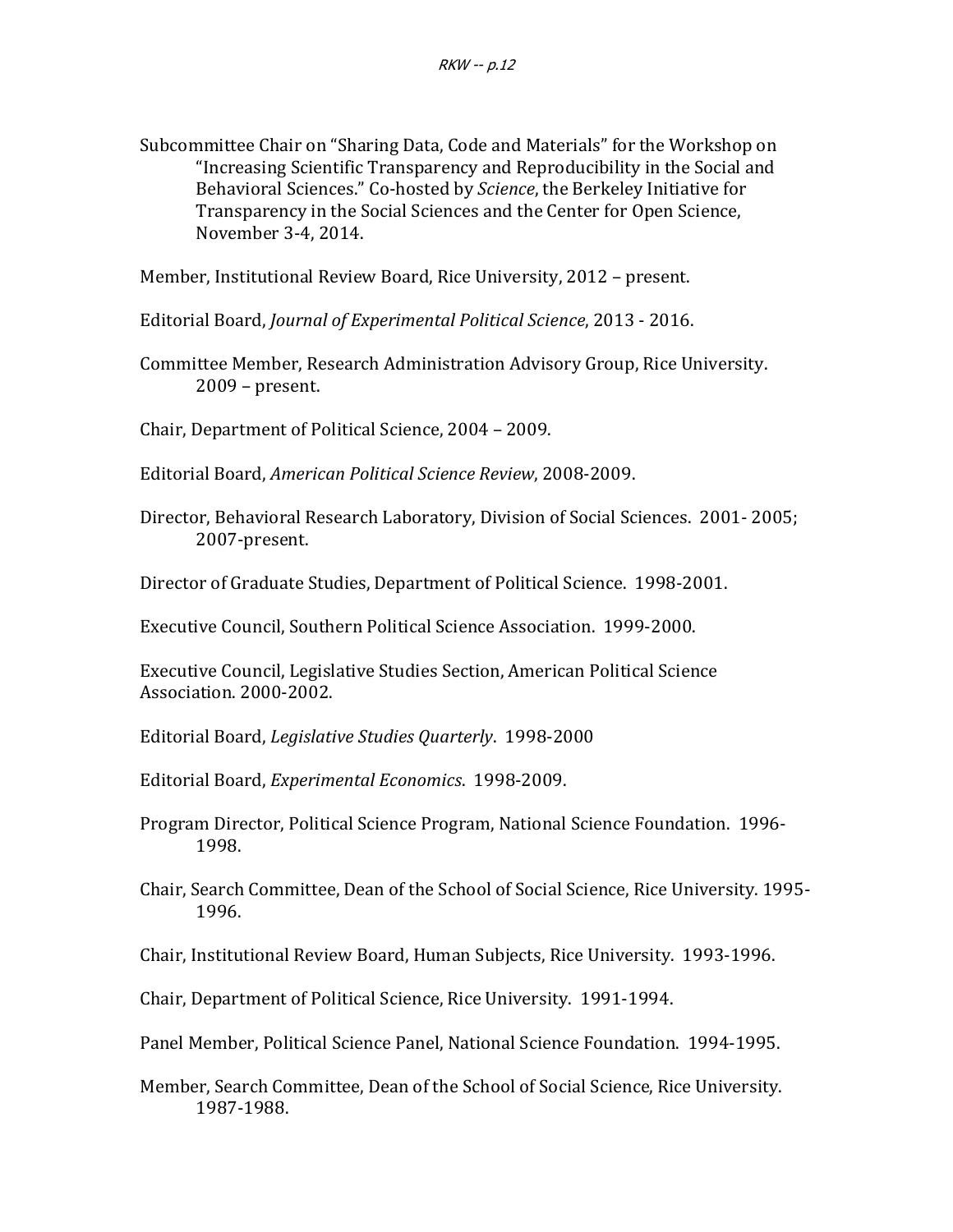Subcommittee Chair on “Sharing Data, Code and Materials” for the Workshop on “Increasing Scientific Transparency and Reproducibility in the Social and Behavioral Sciences.” Co-hosted by *Science*, the Berkeley Initiative for Transparency in the Social Sciences and the Center for Open Science, November 3-4, 2014.

Member, Institutional Review Board, Rice University, 2012 – present.

Editorial Board, *Journal of Experimental Political Science*, 2013 - 2016.

Committee Member, Research Administration Advisory Group, Rice University. 2009 – present.

Chair, Department of Political Science, 2004 – 2009.

Editorial Board, *American Political Science Review*, 2008-2009.

Director, Behavioral Research Laboratory, Division of Social Sciences. 2001- 2005; 2007-present.

Director of Graduate Studies, Department of Political Science. 1998-2001.

Executive Council, Southern Political Science Association. 1999-2000.

Executive Council, Legislative Studies Section, American Political Science Association. 2000-2002.

Editorial Board, *Legislative Studies Quarterly*. 1998-2000

Editorial Board, *Experimental Economics*. 1998-2009.

Program Director, Political Science Program, National Science Foundation. 1996-1998.

Chair, Search Committee, Dean of the School of Social Science, Rice University. 1995-1996.

Chair, Institutional Review Board, Human Subjects, Rice University. 1993-1996.

Chair, Department of Political Science, Rice University. 1991-1994.

Panel Member, Political Science Panel, National Science Foundation. 1994-1995.

Member, Search Committee, Dean of the School of Social Science, Rice University. 1987-1988.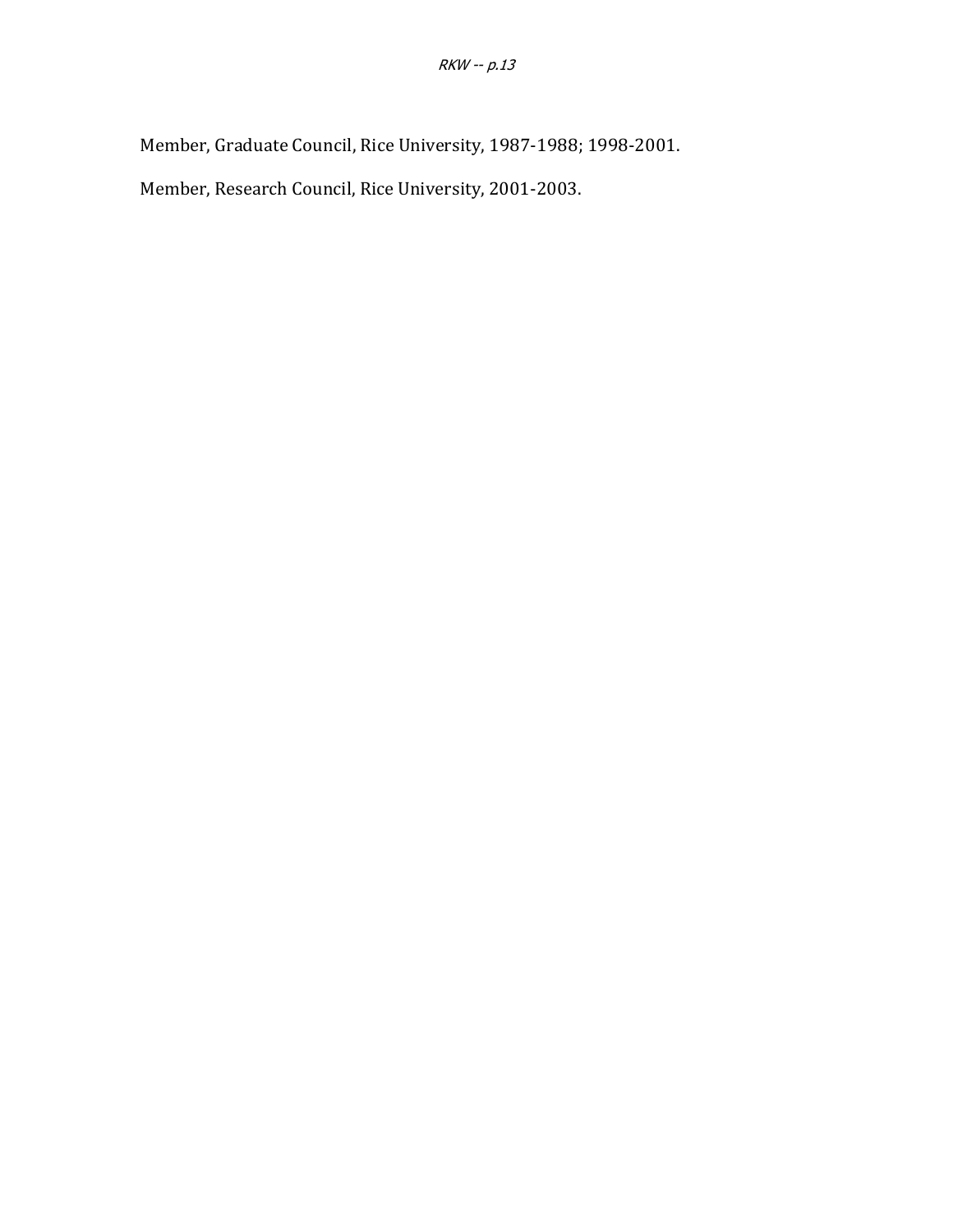Member, Graduate Council, Rice University, 1987-1988; 1998-2001.

Member, Research Council, Rice University, 2001-2003.